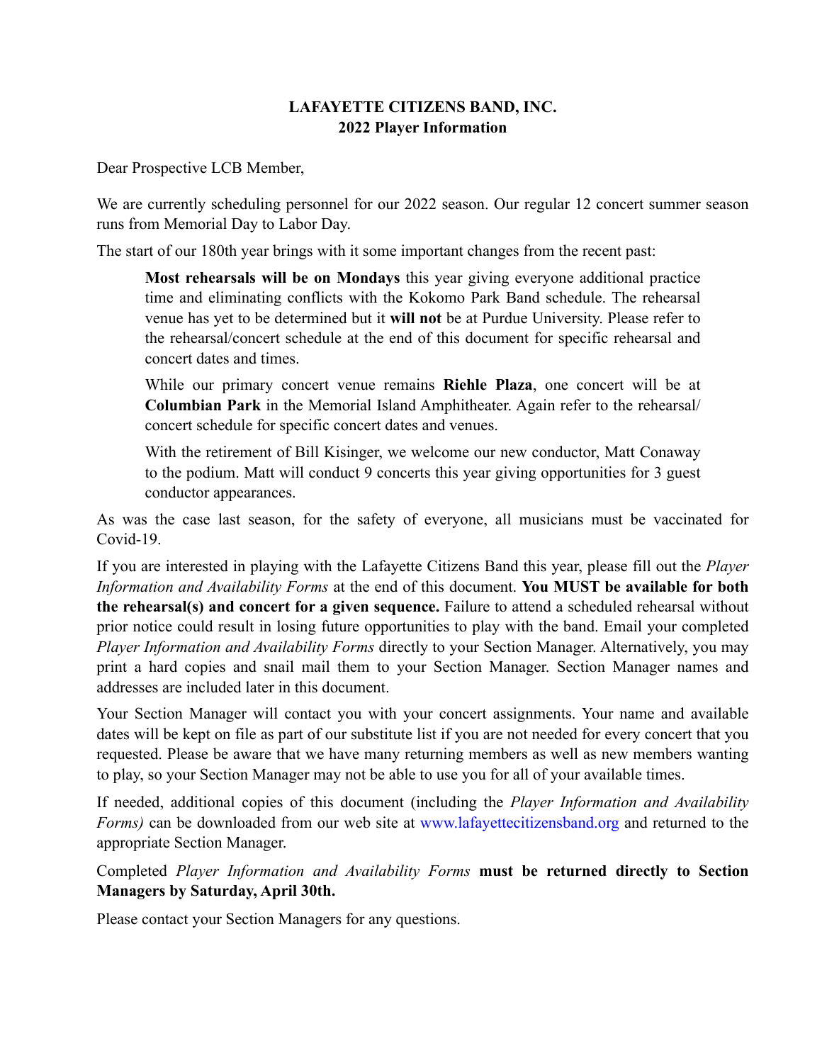# LAFAYETTE CITIZENS BAND, INC.
## 2022 Player Information

Dear Prospective LCB Member,

We are currently scheduling personnel for our 2022 season. Our regular 12 concert summer season runs from Memorial Day to Labor Day.

The start of our 180th year brings with it some important changes from the recent past:

> **Most rehearsals will be on Mondays** this year giving everyone additional practice time and eliminating conflicts with the Kokomo Park Band schedule. The rehearsal venue has yet to be determined but it **will not** be at Purdue University. Please refer to the rehearsal/concert schedule at the end of this document for specific rehearsal and concert dates and times.
>
> While our primary concert venue remains **Riehle Plaza**, one concert will be at **Columbian Park** in the Memorial Island Amphitheater. Again refer to the rehearsal/ concert schedule for specific concert dates and venues.
>
> With the retirement of Bill Kisinger, we welcome our new conductor, Matt Conaway to the podium. Matt will conduct 9 concerts this year giving opportunities for 3 guest conductor appearances.

As was the case last season, for the safety of everyone, all musicians must be vaccinated for Covid-19.

If you are interested in playing with the Lafayette Citizens Band this year, please fill out the *Player Information and Availability Forms* at the end of this document. **You MUST be available for both the rehearsal(s) and concert for a given sequence.** Failure to attend a scheduled rehearsal without prior notice could result in losing future opportunities to play with the band. Email your completed *Player Information and Availability Forms* directly to your Section Manager. Alternatively, you may print a hard copies and snail mail them to your Section Manager. Section Manager names and addresses are included later in this document.

Your Section Manager will contact you with your concert assignments. Your name and available dates will be kept on file as part of our substitute list if you are not needed for every concert that you requested. Please be aware that we have many returning members as well as new members wanting to play, so your Section Manager may not be able to use you for all of your available times.

If needed, additional copies of this document (including the *Player Information and Availability Forms)* can be downloaded from our web site at www.lafayettecitizensband.org and returned to the appropriate Section Manager.

Completed *Player Information and Availability Forms* **must be returned directly to Section Managers by Saturday, April 30th.**

Please contact your Section Managers for any questions.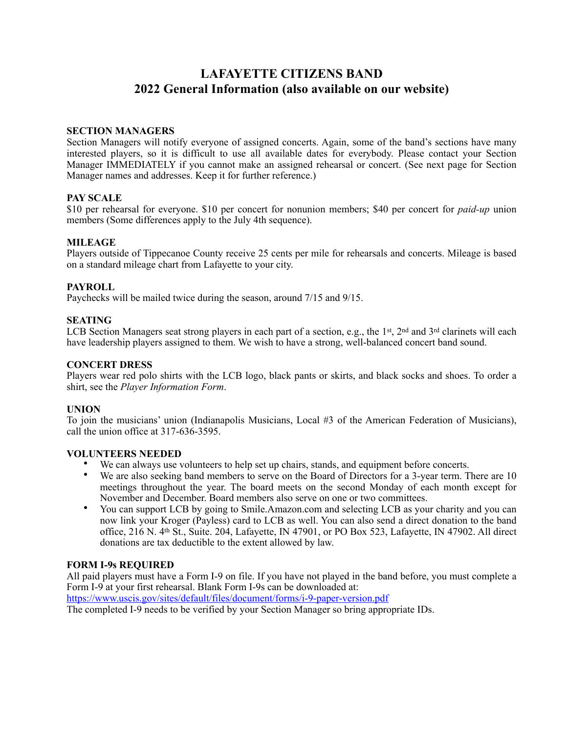# LAFAYETTE CITIZENS BAND
# 2022 General Information (also available on our website)

### SECTION MANAGERS

Section Managers will notify everyone of assigned concerts. Again, some of the band's sections have many interested players, so it is difficult to use all available dates for everybody. Please contact your Section Manager IMMEDIATELY if you cannot make an assigned rehearsal or concert. (See next page for Section Manager names and addresses. Keep it for further reference.)

### PAY SCALE

$10 per rehearsal for everyone. $10 per concert for nonunion members; $40 per concert for *paid-up* union members (Some differences apply to the July 4th sequence).

### MILEAGE

Players outside of Tippecanoe County receive 25 cents per mile for rehearsals and concerts. Mileage is based on a standard mileage chart from Lafayette to your city.

### PAYROLL

Paychecks will be mailed twice during the season, around 7/15 and 9/15.

### SEATING

LCB Section Managers seat strong players in each part of a section, e.g., the 1st, 2nd and 3rd clarinets will each have leadership players assigned to them. We wish to have a strong, well-balanced concert band sound.

### CONCERT DRESS

Players wear red polo shirts with the LCB logo, black pants or skirts, and black socks and shoes. To order a shirt, see the *Player Information Form*.

### UNION

To join the musicians' union (Indianapolis Musicians, Local #3 of the American Federation of Musicians), call the union office at 317-636-3595.

### VOLUNTEERS NEEDED

- We can always use volunteers to help set up chairs, stands, and equipment before concerts.
- We are also seeking band members to serve on the Board of Directors for a 3-year term. There are 10 meetings throughout the year. The board meets on the second Monday of each month except for November and December. Board members also serve on one or two committees.
- You can support LCB by going to Smile.Amazon.com and selecting LCB as your charity and you can now link your Kroger (Payless) card to LCB as well. You can also send a direct donation to the band office, 216 N. 4th St., Suite. 204, Lafayette, IN 47901, or PO Box 523, Lafayette, IN 47902. All direct donations are tax deductible to the extent allowed by law.

### FORM I-9s REQUIRED

All paid players must have a Form I-9 on file. If you have not played in the band before, you must complete a Form I-9 at your first rehearsal. Blank Form I-9s can be downloaded at:
https://www.uscis.gov/sites/default/files/document/forms/i-9-paper-version.pdf
The completed I-9 needs to be verified by your Section Manager so bring appropriate IDs.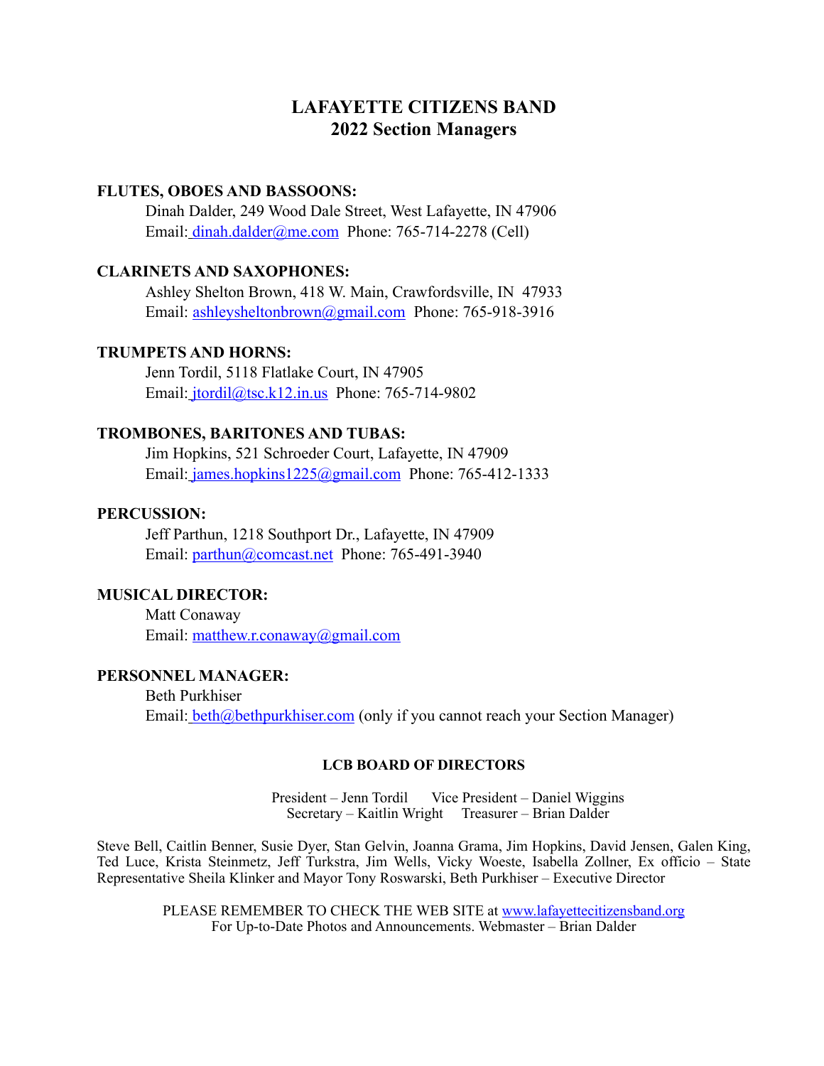# LAFAYETTE CITIZENS BAND
## 2022 Section Managers

**FLUTES, OBOES AND BASSOONS:**

Dinah Dalder, 249 Wood Dale Street, West Lafayette, IN 47906
Email: dinah.dalder@me.com Phone: 765-714-2278 (Cell)

**CLARINETS AND SAXOPHONES:**

Ashley Shelton Brown, 418 W. Main, Crawfordsville, IN 47933
Email: ashleysheltonbrown@gmail.com Phone: 765-918-3916

**TRUMPETS AND HORNS:**

Jenn Tordil, 5118 Flatlake Court, IN 47905
Email: jtordil@tsc.k12.in.us Phone: 765-714-9802

**TROMBONES, BARITONES AND TUBAS:**

Jim Hopkins, 521 Schroeder Court, Lafayette, IN 47909
Email: james.hopkins1225@gmail.com Phone: 765-412-1333

**PERCUSSION:**

Jeff Parthun, 1218 Southport Dr., Lafayette, IN 47909
Email: parthun@comcast.net Phone: 765-491-3940

**MUSICAL DIRECTOR:**

Matt Conaway
Email: matthew.r.conaway@gmail.com

**PERSONNEL MANAGER:**

Beth Purkhiser
Email: beth@bethpurkhiser.com (only if you cannot reach your Section Manager)

**LCB BOARD OF DIRECTORS**

President – Jenn Tordil Vice President – Daniel Wiggins
Secretary – Kaitlin Wright Treasurer – Brian Dalder

Steve Bell, Caitlin Benner, Susie Dyer, Stan Gelvin, Joanna Grama, Jim Hopkins, David Jensen, Galen King, Ted Luce, Krista Steinmetz, Jeff Turkstra, Jim Wells, Vicky Woeste, Isabella Zollner, Ex officio – State Representative Sheila Klinker and Mayor Tony Roswarski, Beth Purkhiser – Executive Director

PLEASE REMEMBER TO CHECK THE WEB SITE at www.lafayettecitizensband.org
For Up-to-Date Photos and Announcements. Webmaster – Brian Dalder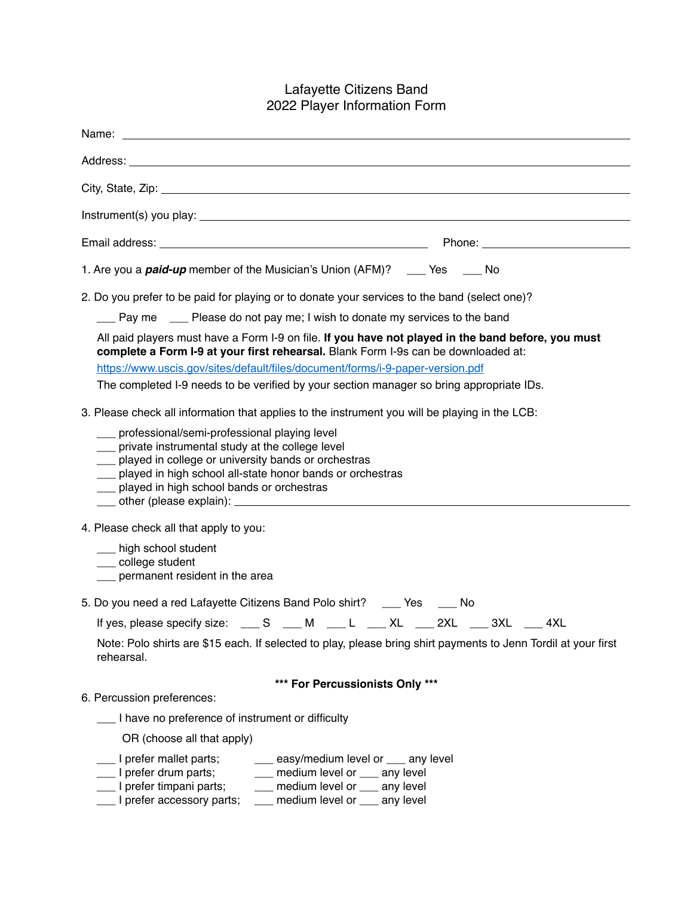# Lafayette Citizens Band
## 2022 Player Information Form

Name: ______________________________________________

Address: ______________________________________________

City, State, Zip: ______________________________________________

Instrument(s) you play: ______________________________________________

Email address: ______________________________ Phone: ____________________

1. Are you a ***paid-up*** member of the Musician's Union (AFM)? ___ Yes ___ No

2. Do you prefer to be paid for playing or to donate your services to the band (select one)?

   ___ Pay me ___ Please do not pay me; I wish to donate my services to the band

   All paid players must have a Form I-9 on file. **If you have not played in the band before, you must complete a Form I-9 at your first rehearsal.** Blank Form I-9s can be downloaded at: https://www.uscis.gov/sites/default/files/document/forms/i-9-paper-version.pdf

   The completed I-9 needs to be verified by your section manager so bring appropriate IDs.

3. Please check all information that applies to the instrument you will be playing in the LCB:

   ___ professional/semi-professional playing level
   ___ private instrumental study at the college level
   ___ played in college or university bands or orchestras
   ___ played in high school all-state honor bands or orchestras
   ___ played in high school bands or orchestras
   ___ other (please explain): ______________________________

4. Please check all that apply to you:

   ___ high school student
   ___ college student
   ___ permanent resident in the area

5. Do you need a red Lafayette Citizens Band Polo shirt? ___ Yes ___ No

   If yes, please specify size: ___ S ___ M ___ L ___ XL ___ 2XL ___ 3XL ___ 4XL

   Note: Polo shirts are $15 each. If selected to play, please bring shirt payments to Jenn Tordil at your first rehearsal.

**\*\*\* For Percussionists Only \*\*\***

6. Percussion preferences:

   ___ I have no preference of instrument or difficulty

   OR (choose all that apply)

   ___ I prefer mallet parts; ___ easy/medium level or ___ any level
   ___ I prefer drum parts; ___ medium level or ___ any level
   ___ I prefer timpani parts; ___ medium level or ___ any level
   ___ I prefer accessory parts; ___ medium level or ___ any level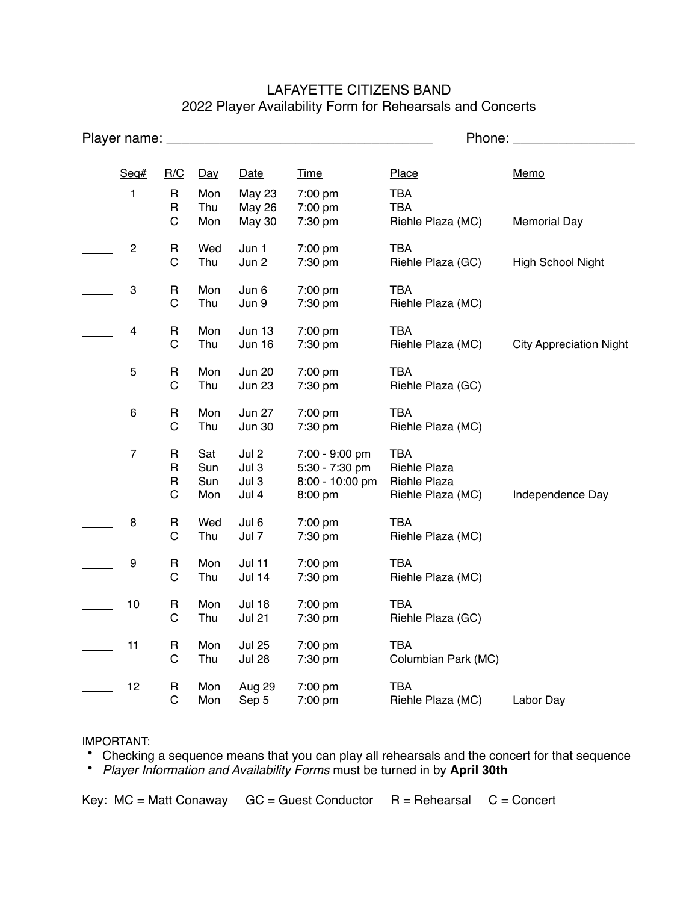LAFAYETTE CITIZENS BAND

2022 Player Availability Form for Rehearsals and Concerts

Player name: ___________________________________ Phone: ________________

| | Seq# | R/C | Day | Date | Time | Place | Memo |
|---|---|---|---|---|---|---|---|
| _____ | 1 | R | Mon | May 23 | 7:00 pm | TBA | |
| | | R | Thu | May 26 | 7:00 pm | TBA | |
| | | C | Mon | May 30 | 7:30 pm | Riehle Plaza (MC) | Memorial Day |
| _____ | 2 | R | Wed | Jun 1 | 7:00 pm | TBA | |
| | | C | Thu | Jun 2 | 7:30 pm | Riehle Plaza (GC) | High School Night |
| _____ | 3 | R | Mon | Jun 6 | 7:00 pm | TBA | |
| | | C | Thu | Jun 9 | 7:30 pm | Riehle Plaza (MC) | |
| _____ | 4 | R | Mon | Jun 13 | 7:00 pm | TBA | |
| | | C | Thu | Jun 16 | 7:30 pm | Riehle Plaza (MC) | City Appreciation Night |
| _____ | 5 | R | Mon | Jun 20 | 7:00 pm | TBA | |
| | | C | Thu | Jun 23 | 7:30 pm | Riehle Plaza (GC) | |
| _____ | 6 | R | Mon | Jun 27 | 7:00 pm | TBA | |
| | | C | Thu | Jun 30 | 7:30 pm | Riehle Plaza (MC) | |
| _____ | 7 | R | Sat | Jul 2 | 7:00 - 9:00 pm | TBA | |
| | | R | Sun | Jul 3 | 5:30 - 7:30 pm | Riehle Plaza | |
| | | R | Sun | Jul 3 | 8:00 - 10:00 pm | Riehle Plaza | |
| | | C | Mon | Jul 4 | 8:00 pm | Riehle Plaza (MC) | Independence Day |
| _____ | 8 | R | Wed | Jul 6 | 7:00 pm | TBA | |
| | | C | Thu | Jul 7 | 7:30 pm | Riehle Plaza (MC) | |
| _____ | 9 | R | Mon | Jul 11 | 7:00 pm | TBA | |
| | | C | Thu | Jul 14 | 7:30 pm | Riehle Plaza (MC) | |
| _____ | 10 | R | Mon | Jul 18 | 7:00 pm | TBA | |
| | | C | Thu | Jul 21 | 7:30 pm | Riehle Plaza (GC) | |
| _____ | 11 | R | Mon | Jul 25 | 7:00 pm | TBA | |
| | | C | Thu | Jul 28 | 7:30 pm | Columbian Park (MC) | |
| _____ | 12 | R | Mon | Aug 29 | 7:00 pm | TBA | |
| | | C | Mon | Sep 5 | 7:00 pm | Riehle Plaza (MC) | Labor Day |

IMPORTANT:

- Checking a sequence means that you can play all rehearsals and the concert for that sequence
- *Player Information and Availability Forms* must be turned in by **April 30th**

Key: MC = Matt Conaway GC = Guest Conductor R = Rehearsal C = Concert